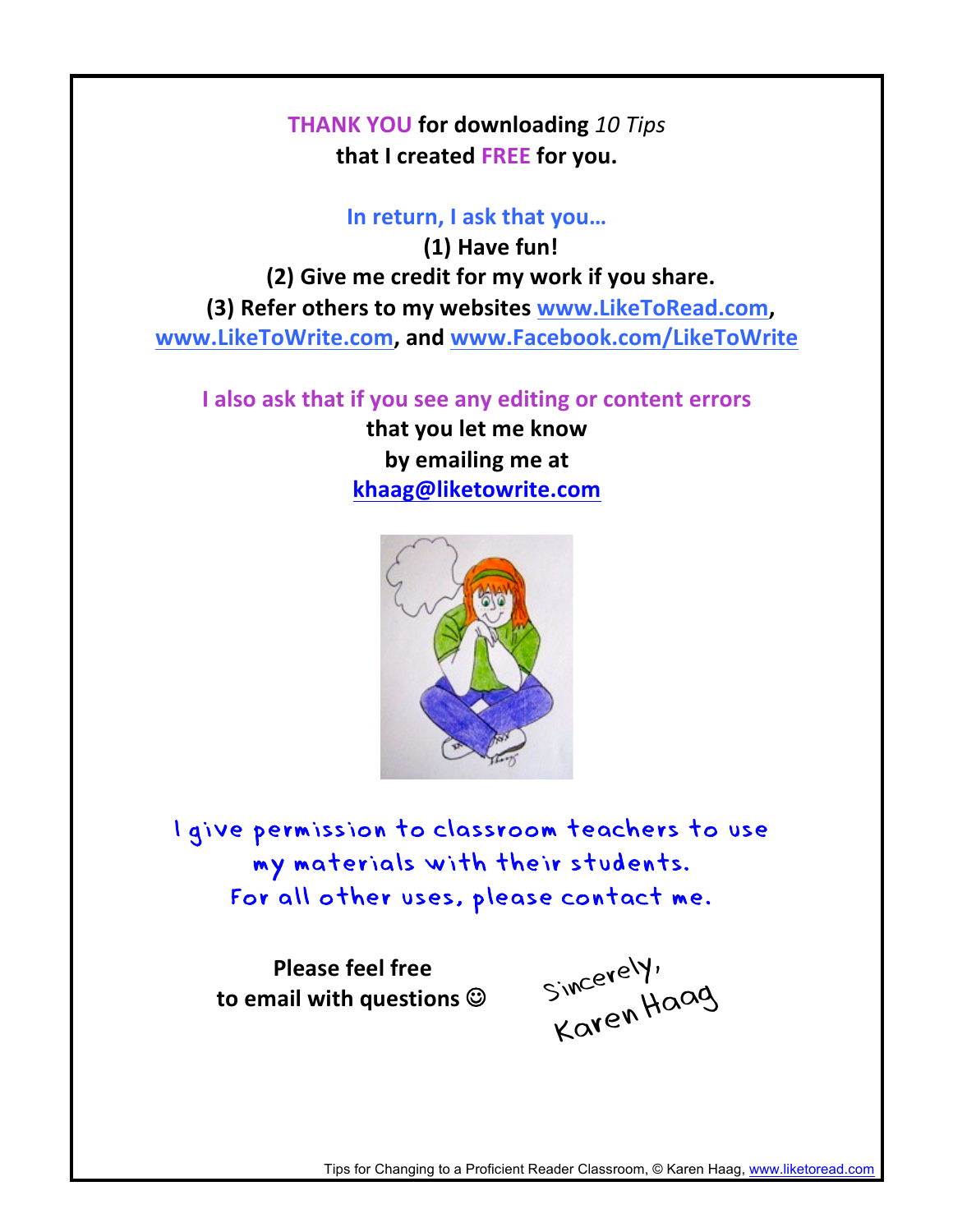**THANK YOU for downloading** ***10 Tips*** **that I created FREE for you.**

**In return, I ask that you…**

**(1) Have fun!**

**(2) Give me credit for my work if you share.**

**(3) Refer others to my websites [www.LikeToRead.com](http://www.LikeToRead.com), [www.LikeToWrite.com](http://www.LikeToWrite.com), and [www.Facebook.com/LikeToWrite](http://www.Facebook.com/LikeToWrite)**

**I also ask that if you see any editing or content errors that you let me know by emailing me at [khaag@liketowrite.com](mailto:khaag@liketowrite.com)**

I give permission to classroom teachers to use my materials with their students. For all other uses, please contact me.

**Please feel free to email with questions ☺**

Sincerely,
Karen Haag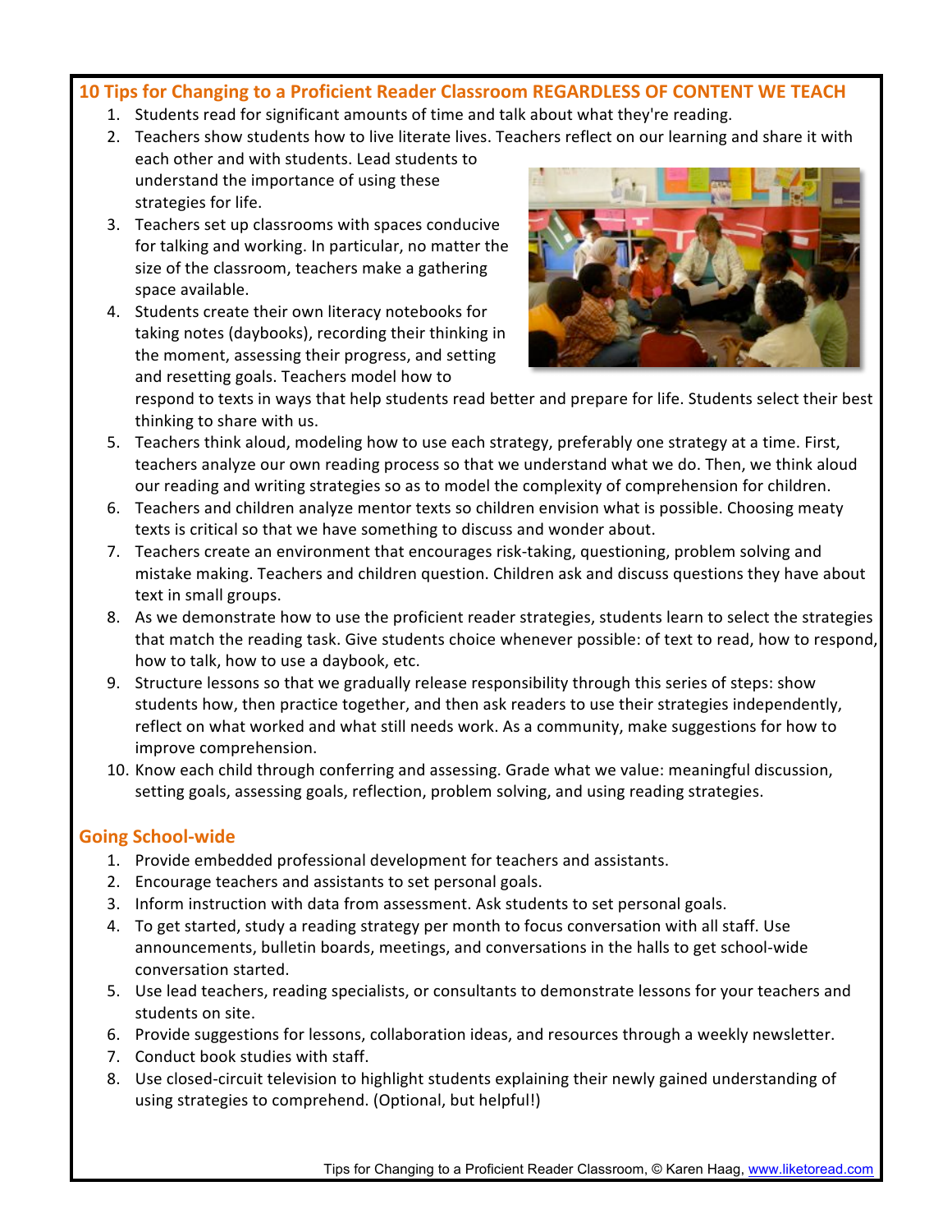## 10 Tips for Changing to a Proficient Reader Classroom REGARDLESS OF CONTENT WE TEACH

1. Students read for significant amounts of time and talk about what they're reading.
2. Teachers show students how to live literate lives. Teachers reflect on our learning and share it with each other and with students. Lead students to understand the importance of using these strategies for life.
3. Teachers set up classrooms with spaces conducive for talking and working. In particular, no matter the size of the classroom, teachers make a gathering space available.
4. Students create their own literacy notebooks for taking notes (daybooks), recording their thinking in the moment, assessing their progress, and setting and resetting goals. Teachers model how to respond to texts in ways that help students read better and prepare for life. Students select their best thinking to share with us.
5. Teachers think aloud, modeling how to use each strategy, preferably one strategy at a time. First, teachers analyze our own reading process so that we understand what we do. Then, we think aloud our reading and writing strategies so as to model the complexity of comprehension for children.
6. Teachers and children analyze mentor texts so children envision what is possible. Choosing meaty texts is critical so that we have something to discuss and wonder about.
7. Teachers create an environment that encourages risk-taking, questioning, problem solving and mistake making. Teachers and children question. Children ask and discuss questions they have about text in small groups.
8. As we demonstrate how to use the proficient reader strategies, students learn to select the strategies that match the reading task. Give students choice whenever possible: of text to read, how to respond, how to talk, how to use a daybook, etc.
9. Structure lessons so that we gradually release responsibility through this series of steps: show students how, then practice together, and then ask readers to use their strategies independently, reflect on what worked and what still needs work. As a community, make suggestions for how to improve comprehension.
10. Know each child through conferring and assessing. Grade what we value: meaningful discussion, setting goals, assessing goals, reflection, problem solving, and using reading strategies.

## Going School-wide

1. Provide embedded professional development for teachers and assistants.
2. Encourage teachers and assistants to set personal goals.
3. Inform instruction with data from assessment. Ask students to set personal goals.
4. To get started, study a reading strategy per month to focus conversation with all staff. Use announcements, bulletin boards, meetings, and conversations in the halls to get school-wide conversation started.
5. Use lead teachers, reading specialists, or consultants to demonstrate lessons for your teachers and students on site.
6. Provide suggestions for lessons, collaboration ideas, and resources through a weekly newsletter.
7. Conduct book studies with staff.
8. Use closed-circuit television to highlight students explaining their newly gained understanding of using strategies to comprehend. (Optional, but helpful!)

Tips for Changing to a Proficient Reader Classroom, © Karen Haag, www.liketoread.com